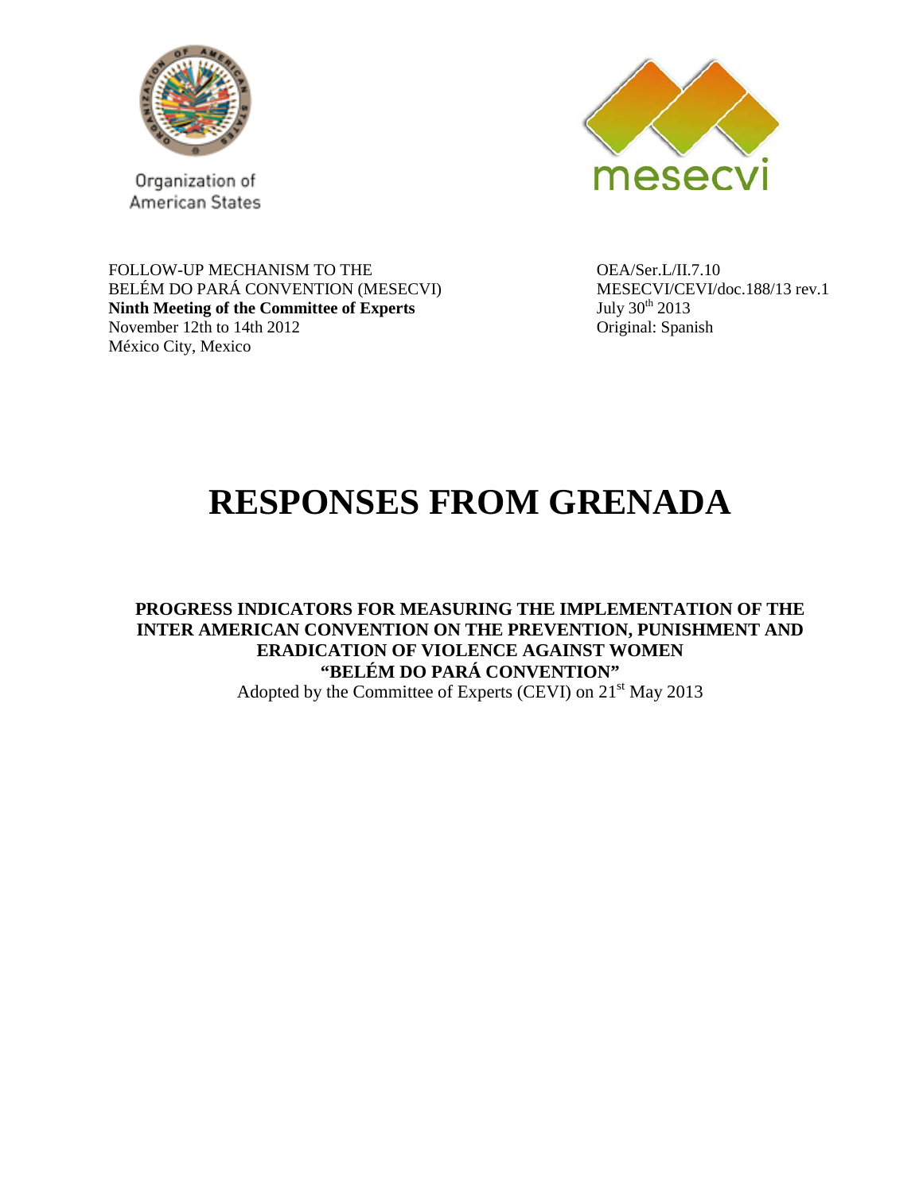Organization of American States

mesecvi

FOLLOW-UP MECHANISM TO THE BELÉM DO PARÁ CONVENTION (MESECVI)
**Ninth Meeting of the Committee of Experts**
November 12th to 14th 2012
México City, Mexico

OEA/Ser.L/II.7.10
MESECVI/CEVI/doc.188/13 rev.1
July 30th 2013
Original: Spanish

# RESPONSES FROM GRENADA

**PROGRESS INDICATORS FOR MEASURING THE IMPLEMENTATION OF THE INTER AMERICAN CONVENTION ON THE PREVENTION, PUNISHMENT AND ERADICATION OF VIOLENCE AGAINST WOMEN "BELÉM DO PARÁ CONVENTION"**

Adopted by the Committee of Experts (CEVI) on 21st May 2013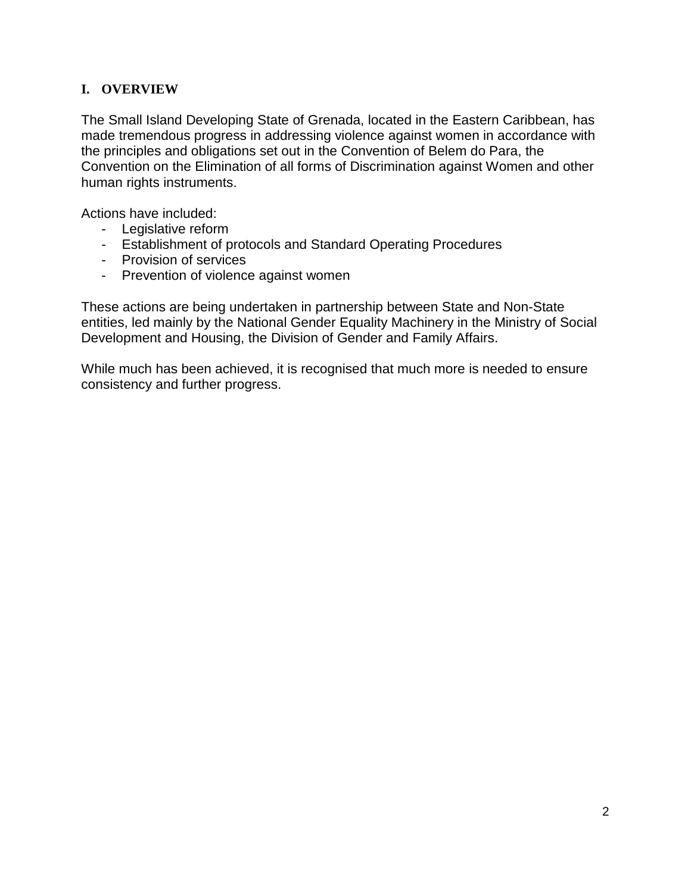## I. OVERVIEW

The Small Island Developing State of Grenada, located in the Eastern Caribbean, has made tremendous progress in addressing violence against women in accordance with the principles and obligations set out in the Convention of Belem do Para, the Convention on the Elimination of all forms of Discrimination against Women and other human rights instruments.

Actions have included:

- Legislative reform
- Establishment of protocols and Standard Operating Procedures
- Provision of services
- Prevention of violence against women

These actions are being undertaken in partnership between State and Non-State entities, led mainly by the National Gender Equality Machinery in the Ministry of Social Development and Housing, the Division of Gender and Family Affairs.

While much has been achieved, it is recognised that much more is needed to ensure consistency and further progress.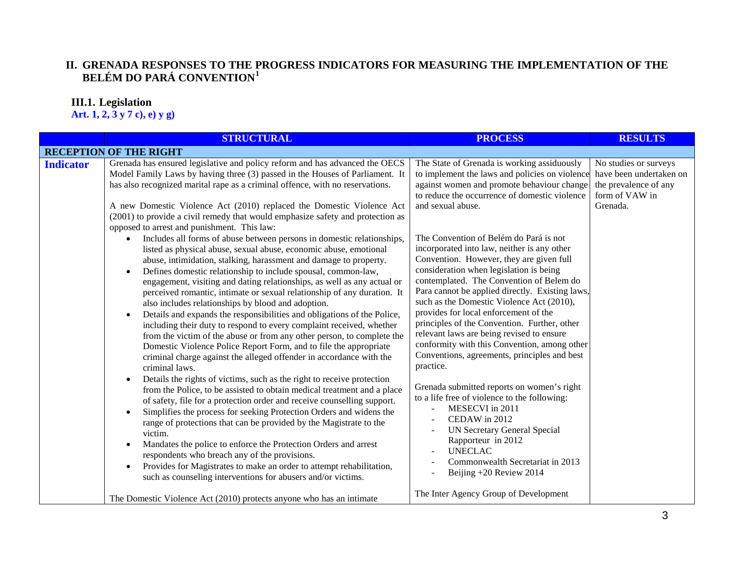## II. GRENADA RESPONSES TO THE PROGRESS INDICATORS FOR MEASURING THE IMPLEMENTATION OF THE BELÉM DO PARÁ CONVENTION[1]

### III.1. Legislation

**Art. 1, 2, 3 y 7 c), e) y g)**

| | STRUCTURAL | PROCESS | RESULTS |
|---|---|---|---|
| **RECEPTION OF THE RIGHT** | | | |
| **Indicator** | Grenada has ensured legislative and policy reform and has advanced the OECS Model Family Laws by having three (3) passed in the Houses of Parliament. It has also recognized marital rape as a criminal offence, with no reservations.<br><br>A new Domestic Violence Act (2010) replaced the Domestic Violence Act (2001) to provide a civil remedy that would emphasize safety and protection as opposed to arrest and punishment. This law:<br>• Includes all forms of abuse between persons in domestic relationships, listed as physical abuse, sexual abuse, economic abuse, emotional abuse, intimidation, stalking, harassment and damage to property.<br>• Defines domestic relationship to include spousal, common-law, engagement, visiting and dating relationships, as well as any actual or perceived romantic, intimate or sexual relationship of any duration. It also includes relationships by blood and adoption.<br>• Details and expands the responsibilities and obligations of the Police, including their duty to respond to every complaint received, whether from the victim of the abuse or from any other person, to complete the Domestic Violence Police Report Form, and to file the appropriate criminal charge against the alleged offender in accordance with the criminal laws.<br>• Details the rights of victims, such as the right to receive protection from the Police, to be assisted to obtain medical treatment and a place of safety, file for a protection order and receive counselling support.<br>• Simplifies the process for seeking Protection Orders and widens the range of protections that can be provided by the Magistrate to the victim.<br>• Mandates the police to enforce the Protection Orders and arrest respondents who breach any of the provisions.<br>• Provides for Magistrates to make an order to attempt rehabilitation, such as counseling interventions for abusers and/or victims.<br><br>The Domestic Violence Act (2010) protects anyone who has an intimate | The State of Grenada is working assiduously to implement the laws and policies on violence against women and promote behaviour change to reduce the occurrence of domestic violence and sexual abuse.<br><br>The Convention of Belém do Pará is not incorporated into law, neither is any other Convention. However, they are given full consideration when legislation is being contemplated. The Convention of Belem do Para cannot be applied directly. Existing laws, such as the Domestic Violence Act (2010), provides for local enforcement of the principles of the Convention. Further, other relevant laws are being revised to ensure conformity with this Convention, among other Conventions, agreements, principles and best practice.<br><br>Grenada submitted reports on women's right to a life free of violence to the following:<br>- MESECVI in 2011<br>- CEDAW in 2012<br>- UN Secretary General Special Rapporteur in 2012<br>- UNECLAC<br>- Commonwealth Secretariat in 2013<br>- Beijing +20 Review 2014<br><br>The Inter Agency Group of Development | No studies or surveys have been undertaken on the prevalence of any form of VAW in Grenada. |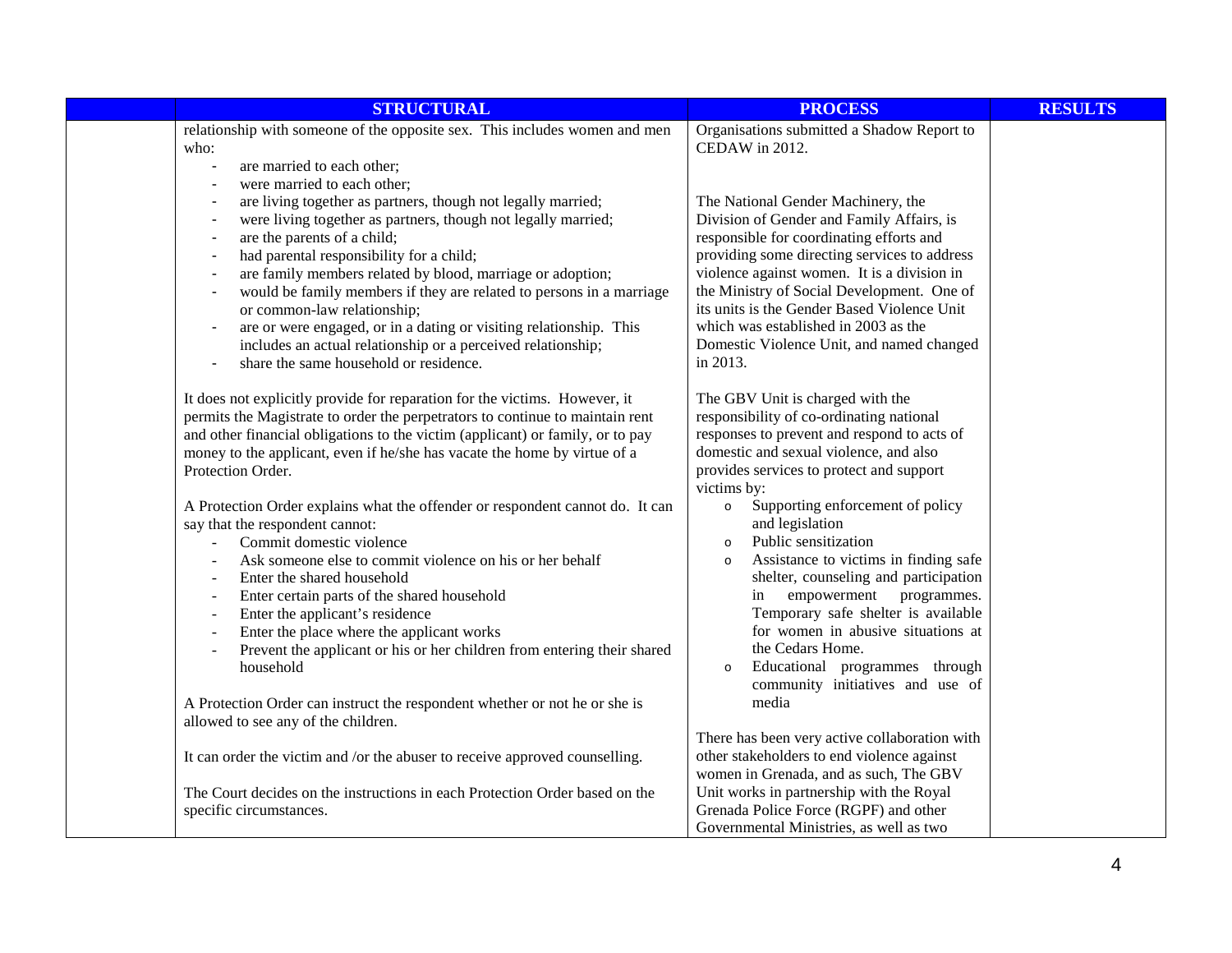| | STRUCTURAL | PROCESS | RESULTS |
|---|---|---|---|
| | relationship with someone of the opposite sex. This includes women and men who:<br>- are married to each other;<br>- were married to each other;<br>- are living together as partners, though not legally married;<br>- were living together as partners, though not legally married;<br>- are the parents of a child;<br>- had parental responsibility for a child;<br>- are family members related by blood, marriage or adoption;<br>- would be family members if they are related to persons in a marriage or common-law relationship;<br>- are or were engaged, or in a dating or visiting relationship. This includes an actual relationship or a perceived relationship;<br>- share the same household or residence.<br><br>It does not explicitly provide for reparation for the victims. However, it permits the Magistrate to order the perpetrators to continue to maintain rent and other financial obligations to the victim (applicant) or family, or to pay money to the applicant, even if he/she has vacate the home by virtue of a Protection Order.<br><br>A Protection Order explains what the offender or respondent cannot do. It can say that the respondent cannot:<br>- Commit domestic violence<br>- Ask someone else to commit violence on his or her behalf<br>- Enter the shared household<br>- Enter certain parts of the shared household<br>- Enter the applicant's residence<br>- Enter the place where the applicant works<br>- Prevent the applicant or his or her children from entering their shared household<br><br>A Protection Order can instruct the respondent whether or not he or she is allowed to see any of the children.<br><br>It can order the victim and /or the abuser to receive approved counselling.<br><br>The Court decides on the instructions in each Protection Order based on the specific circumstances. | Organisations submitted a Shadow Report to CEDAW in 2012.<br><br>The National Gender Machinery, the Division of Gender and Family Affairs, is responsible for coordinating efforts and providing some directing services to address violence against women. It is a division in the Ministry of Social Development. One of its units is the Gender Based Violence Unit which was established in 2003 as the Domestic Violence Unit, and named changed in 2013.<br><br>The GBV Unit is charged with the responsibility of co-ordinating national responses to prevent and respond to acts of domestic and sexual violence, and also provides services to protect and support victims by:<br>- Supporting enforcement of policy and legislation<br>- Public sensitization<br>- Assistance to victims in finding safe shelter, counseling and participation in empowerment programmes. Temporary safe shelter is available for women in abusive situations at the Cedars Home.<br>- Educational programmes through community initiatives and use of media<br><br>There has been very active collaboration with other stakeholders to end violence against women in Grenada, and as such, The GBV Unit works in partnership with the Royal Grenada Police Force (RGPF) and other Governmental Ministries, as well as two | |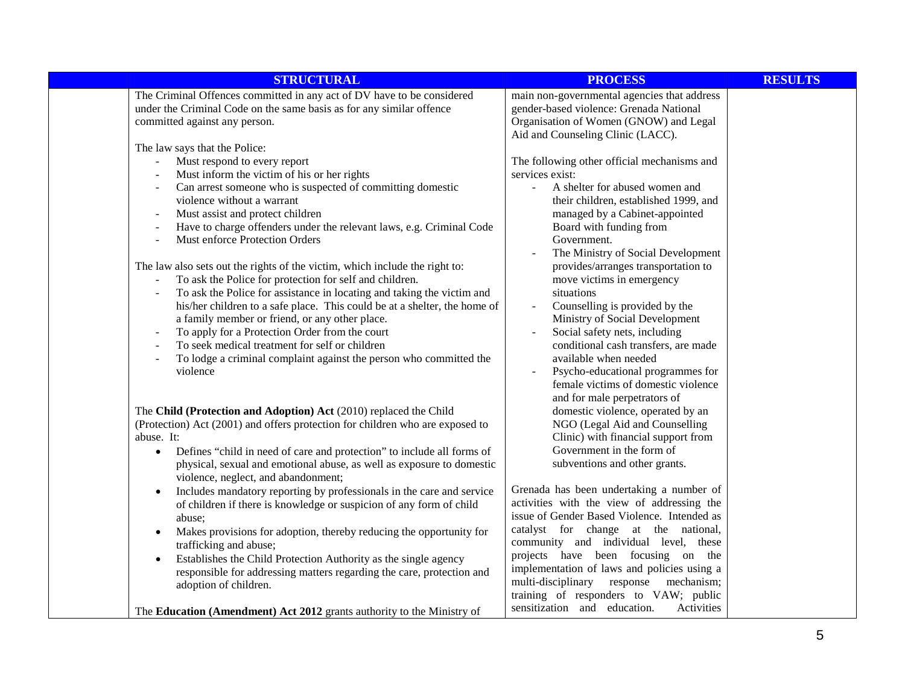| | STRUCTURAL | PROCESS | RESULTS |
|---|---|---|---|
| | The Criminal Offences committed in any act of DV have to be considered under the Criminal Code on the same basis as for any similar offence committed against any person.<br><br>The law says that the Police:<br>- Must respond to every report<br>- Must inform the victim of his or her rights<br>- Can arrest someone who is suspected of committing domestic violence without a warrant<br>- Must assist and protect children<br>- Have to charge offenders under the relevant laws, e.g. Criminal Code<br>- Must enforce Protection Orders<br><br>The law also sets out the rights of the victim, which include the right to:<br>- To ask the Police for protection for self and children.<br>- To ask the Police for assistance in locating and taking the victim and his/her children to a safe place. This could be at a shelter, the home of a family member or friend, or any other place.<br>- To apply for a Protection Order from the court<br>- To seek medical treatment for self or children<br>- To lodge a criminal complaint against the person who committed the violence<br><br>The **Child (Protection and Adoption) Act** (2010) replaced the Child (Protection) Act (2001) and offers protection for children who are exposed to abuse. It:<br>• Defines "child in need of care and protection" to include all forms of physical, sexual and emotional abuse, as well as exposure to domestic violence, neglect, and abandonment;<br>• Includes mandatory reporting by professionals in the care and service of children if there is knowledge or suspicion of any form of child abuse;<br>• Makes provisions for adoption, thereby reducing the opportunity for trafficking and abuse;<br>• Establishes the Child Protection Authority as the single agency responsible for addressing matters regarding the care, protection and adoption of children.<br><br>The **Education (Amendment) Act 2012** grants authority to the Ministry of | main non-governmental agencies that address gender-based violence: Grenada National Organisation of Women (GNOW) and Legal Aid and Counseling Clinic (LACC).<br><br>The following other official mechanisms and services exist:<br>- A shelter for abused women and their children, established 1999, and managed by a Cabinet-appointed Board with funding from Government.<br>- The Ministry of Social Development provides/arranges transportation to move victims in emergency situations<br>- Counselling is provided by the Ministry of Social Development<br>- Social safety nets, including conditional cash transfers, are made available when needed<br>- Psycho-educational programmes for female victims of domestic violence and for male perpetrators of domestic violence, operated by an NGO (Legal Aid and Counselling Clinic) with financial support from Government in the form of subventions and other grants.<br><br>Grenada has been undertaking a number of activities with the view of addressing the issue of Gender Based Violence. Intended as catalyst for change at the national, community and individual level, these projects have been focusing on the implementation of laws and policies using a multi-disciplinary response mechanism; training of responders to VAW; public sensitization and education. Activities | |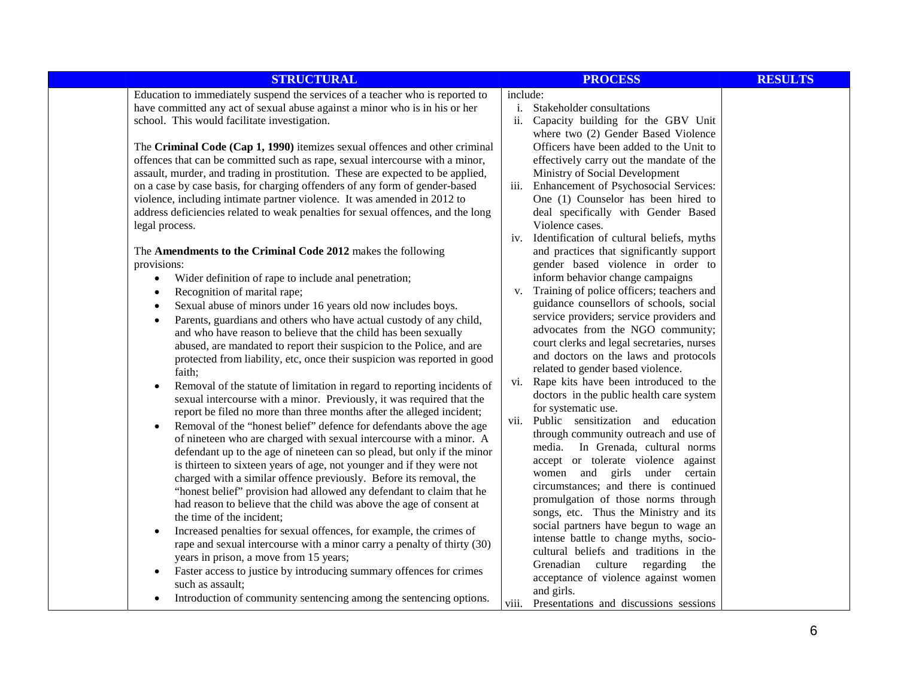| | STRUCTURAL | PROCESS | RESULTS |
|---|---|---|---|
| | Education to immediately suspend the services of a teacher who is reported to have committed any act of sexual abuse against a minor who is in his or her school. This would facilitate investigation.<br><br>The **Criminal Code (Cap 1, 1990)** itemizes sexual offences and other criminal offences that can be committed such as rape, sexual intercourse with a minor, assault, murder, and trading in prostitution. These are expected to be applied, on a case by case basis, for charging offenders of any form of gender-based violence, including intimate partner violence. It was amended in 2012 to address deficiencies related to weak penalties for sexual offences, and the long legal process.<br><br>The **Amendments to the Criminal Code 2012** makes the following provisions:<br>• Wider definition of rape to include anal penetration;<br>• Recognition of marital rape;<br>• Sexual abuse of minors under 16 years old now includes boys.<br>• Parents, guardians and others who have actual custody of any child, and who have reason to believe that the child has been sexually abused, are mandated to report their suspicion to the Police, and are protected from liability, etc, once their suspicion was reported in good faith;<br>• Removal of the statute of limitation in regard to reporting incidents of sexual intercourse with a minor. Previously, it was required that the report be filed no more than three months after the alleged incident;<br>• Removal of the "honest belief" defence for defendants above the age of nineteen who are charged with sexual intercourse with a minor. A defendant up to the age of nineteen can so plead, but only if the minor is thirteen to sixteen years of age, not younger and if they were not charged with a similar offence previously. Before its removal, the "honest belief" provision had allowed any defendant to claim that he had reason to believe that the child was above the age of consent at the time of the incident;<br>• Increased penalties for sexual offences, for example, the crimes of rape and sexual intercourse with a minor carry a penalty of thirty (30) years in prison, a move from 15 years;<br>• Faster access to justice by introducing summary offences for crimes such as assault;<br>• Introduction of community sentencing among the sentencing options. | include:<br>i. Stakeholder consultations<br>ii. Capacity building for the GBV Unit where two (2) Gender Based Violence Officers have been added to the Unit to effectively carry out the mandate of the Ministry of Social Development<br>iii. Enhancement of Psychosocial Services: One (1) Counselor has been hired to deal specifically with Gender Based Violence cases.<br>iv. Identification of cultural beliefs, myths and practices that significantly support gender based violence in order to inform behavior change campaigns<br>v. Training of police officers; teachers and guidance counsellors of schools, social service providers; service providers and advocates from the NGO community; court clerks and legal secretaries, nurses and doctors on the laws and protocols related to gender based violence.<br>vi. Rape kits have been introduced to the doctors in the public health care system for systematic use.<br>vii. Public sensitization and education through community outreach and use of media. In Grenada, cultural norms accept or tolerate violence against women and girls under certain circumstances; and there is continued promulgation of those norms through songs, etc. Thus the Ministry and its social partners have begun to wage an intense battle to change myths, socio-cultural beliefs and traditions in the Grenadian culture regarding the acceptance of violence against women and girls.<br>viii. Presentations and discussions sessions | |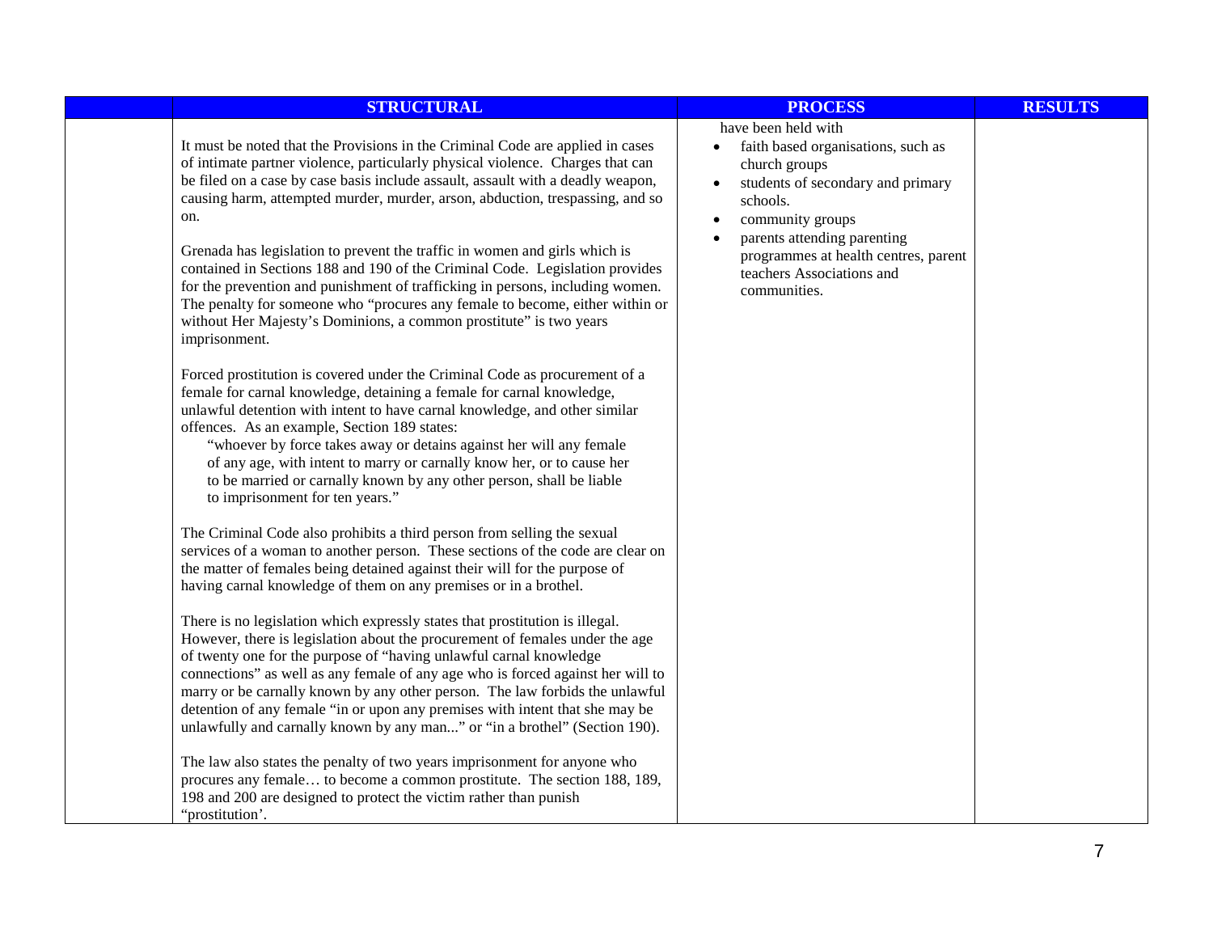| | STRUCTURAL | PROCESS | RESULTS |
|---|---|---|---|
| | It must be noted that the Provisions in the Criminal Code are applied in cases of intimate partner violence, particularly physical violence. Charges that can be filed on a case by case basis include assault, assault with a deadly weapon, causing harm, attempted murder, murder, arson, abduction, trespassing, and so on.<br><br>Grenada has legislation to prevent the traffic in women and girls which is contained in Sections 188 and 190 of the Criminal Code. Legislation provides for the prevention and punishment of trafficking in persons, including women. The penalty for someone who "procures any female to become, either within or without Her Majesty's Dominions, a common prostitute" is two years imprisonment.<br><br>Forced prostitution is covered under the Criminal Code as procurement of a female for carnal knowledge, detaining a female for carnal knowledge, unlawful detention with intent to have carnal knowledge, and other similar offences. As an example, Section 189 states:<br>"whoever by force takes away or detains against her will any female of any age, with intent to marry or carnally know her, or to cause her to be married or carnally known by any other person, shall be liable to imprisonment for ten years."<br><br>The Criminal Code also prohibits a third person from selling the sexual services of a woman to another person. These sections of the code are clear on the matter of females being detained against their will for the purpose of having carnal knowledge of them on any premises or in a brothel.<br><br>There is no legislation which expressly states that prostitution is illegal. However, there is legislation about the procurement of females under the age of twenty one for the purpose of "having unlawful carnal knowledge connections" as well as any female of any age who is forced against her will to marry or be carnally known by any other person. The law forbids the unlawful detention of any female "in or upon any premises with intent that she may be unlawfully and carnally known by any man..." or "in a brothel" (Section 190).<br><br>The law also states the penalty of two years imprisonment for anyone who procures any female… to become a common prostitute. The section 188, 189, 198 and 200 are designed to protect the victim rather than punish "prostitution'. | have been held with<br>• faith based organisations, such as church groups<br>• students of secondary and primary schools.<br>• community groups<br>• parents attending parenting programmes at health centres, parent teachers Associations and communities. | |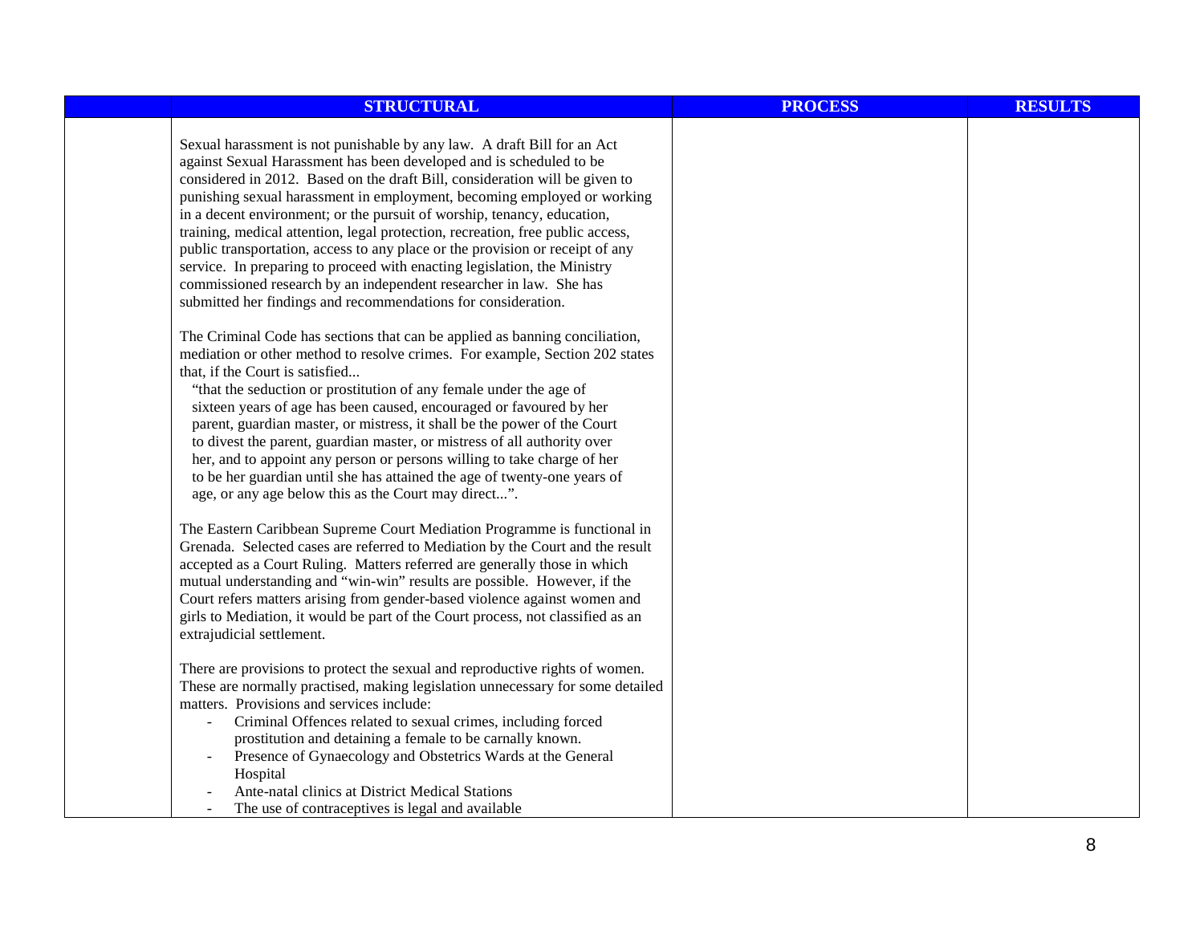| | STRUCTURAL | PROCESS | RESULTS |
|---|---|---|---|
| | Sexual harassment is not punishable by any law. A draft Bill for an Act against Sexual Harassment has been developed and is scheduled to be considered in 2012. Based on the draft Bill, consideration will be given to punishing sexual harassment in employment, becoming employed or working in a decent environment; or the pursuit of worship, tenancy, education, training, medical attention, legal protection, recreation, free public access, public transportation, access to any place or the provision or receipt of any service. In preparing to proceed with enacting legislation, the Ministry commissioned research by an independent researcher in law. She has submitted her findings and recommendations for consideration.<br><br>The Criminal Code has sections that can be applied as banning conciliation, mediation or other method to resolve crimes. For example, Section 202 states that, if the Court is satisfied...<br>"that the seduction or prostitution of any female under the age of sixteen years of age has been caused, encouraged or favoured by her parent, guardian master, or mistress, it shall be the power of the Court to divest the parent, guardian master, or mistress of all authority over her, and to appoint any person or persons willing to take charge of her to be her guardian until she has attained the age of twenty-one years of age, or any age below this as the Court may direct...".<br><br>The Eastern Caribbean Supreme Court Mediation Programme is functional in Grenada. Selected cases are referred to Mediation by the Court and the result accepted as a Court Ruling. Matters referred are generally those in which mutual understanding and "win-win" results are possible. However, if the Court refers matters arising from gender-based violence against women and girls to Mediation, it would be part of the Court process, not classified as an extrajudicial settlement.<br><br>There are provisions to protect the sexual and reproductive rights of women. These are normally practised, making legislation unnecessary for some detailed matters. Provisions and services include:<br>- Criminal Offences related to sexual crimes, including forced prostitution and detaining a female to be carnally known.<br>- Presence of Gynaecology and Obstetrics Wards at the General Hospital<br>- Ante-natal clinics at District Medical Stations<br>- The use of contraceptives is legal and available | | |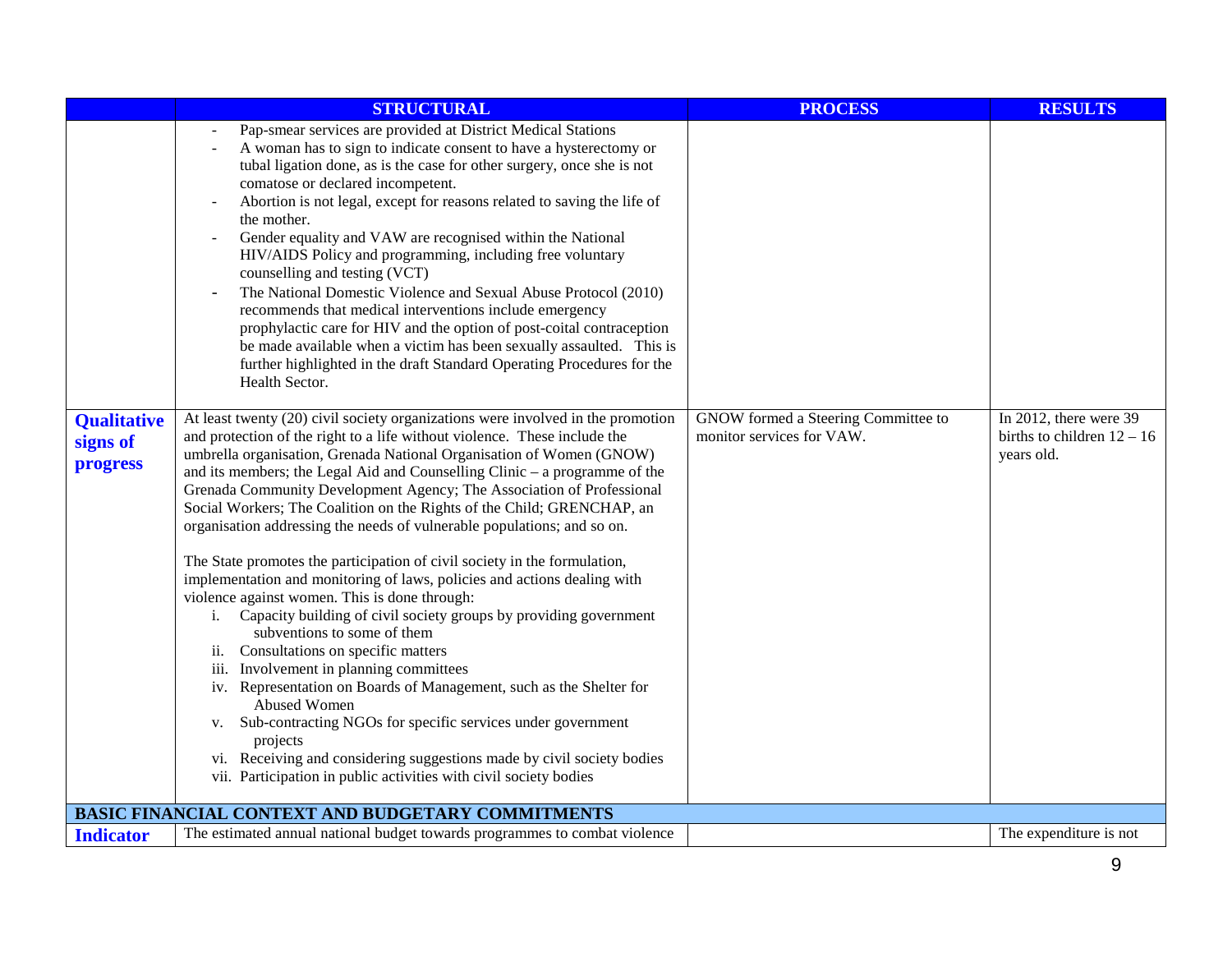| | STRUCTURAL | PROCESS | RESULTS |
|---|---|---|---|
| | - Pap-smear services are provided at District Medical Stations<br>- A woman has to sign to indicate consent to have a hysterectomy or tubal ligation done, as is the case for other surgery, once she is not comatose or declared incompetent.<br>- Abortion is not legal, except for reasons related to saving the life of the mother.<br>- Gender equality and VAW are recognised within the National HIV/AIDS Policy and programming, including free voluntary counselling and testing (VCT)<br>- The National Domestic Violence and Sexual Abuse Protocol (2010) recommends that medical interventions include emergency prophylactic care for HIV and the option of post-coital contraception be made available when a victim has been sexually assaulted. This is further highlighted in the draft Standard Operating Procedures for the Health Sector. | | |
| **Qualitative signs of progress** | At least twenty (20) civil society organizations were involved in the promotion and protection of the right to a life without violence. These include the umbrella organisation, Grenada National Organisation of Women (GNOW) and its members; the Legal Aid and Counselling Clinic – a programme of the Grenada Community Development Agency; The Association of Professional Social Workers; The Coalition on the Rights of the Child; GRENCHAP, an organisation addressing the needs of vulnerable populations; and so on.<br><br>The State promotes the participation of civil society in the formulation, implementation and monitoring of laws, policies and actions dealing with violence against women. This is done through:<br>i. Capacity building of civil society groups by providing government subventions to some of them<br>ii. Consultations on specific matters<br>iii. Involvement in planning committees<br>iv. Representation on Boards of Management, such as the Shelter for Abused Women<br>v. Sub-contracting NGOs for specific services under government projects<br>vi. Receiving and considering suggestions made by civil society bodies<br>vii. Participation in public activities with civil society bodies | GNOW formed a Steering Committee to monitor services for VAW. | In 2012, there were 39 births to children 12 – 16 years old. |
| **BASIC FINANCIAL CONTEXT AND BUDGETARY COMMITMENTS** | | | |
| **Indicator** | The estimated annual national budget towards programmes to combat violence | | The expenditure is not |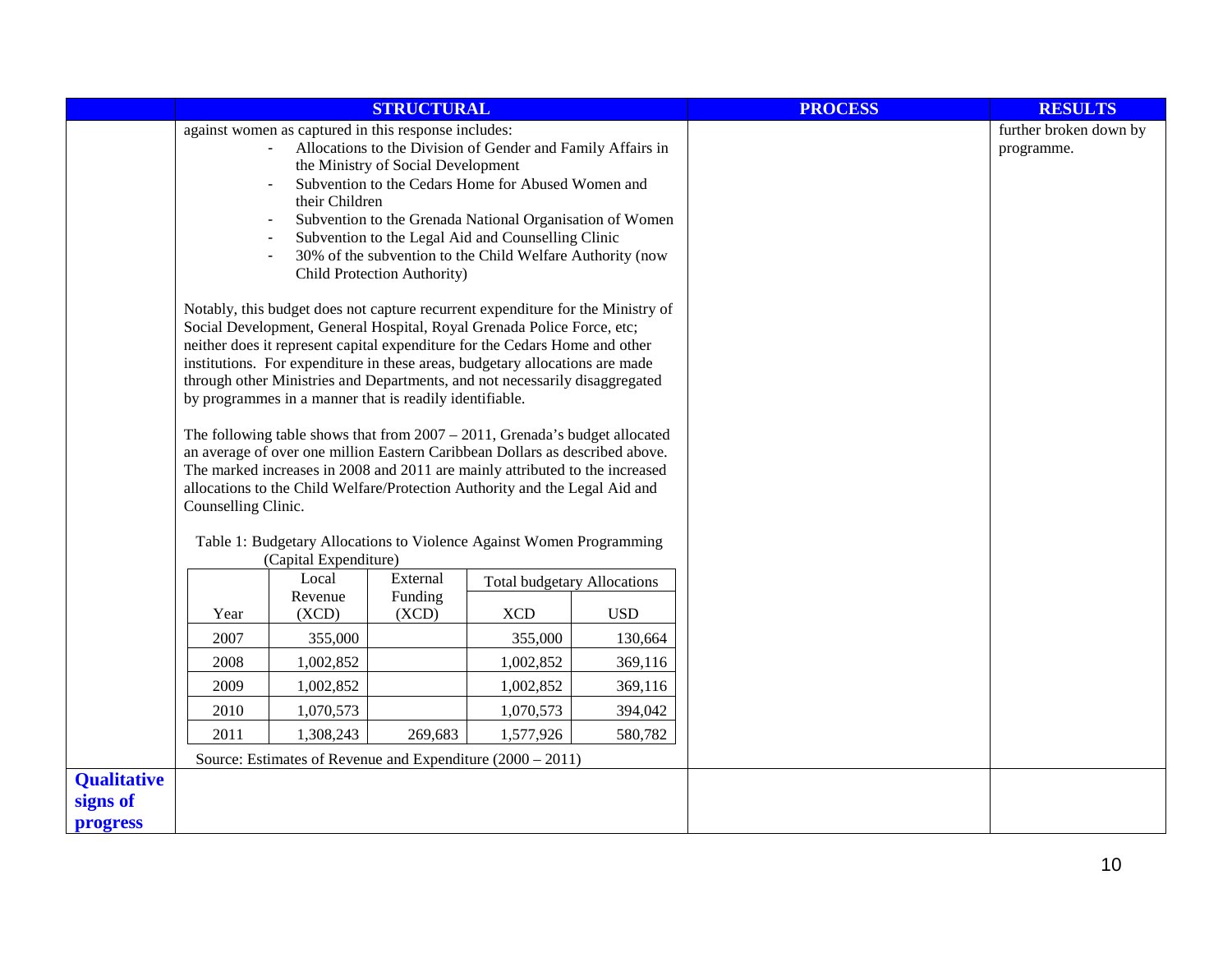| | STRUCTURAL | PROCESS | RESULTS |
|---|---|---|---|
| | against women as captured in this response includes: | | further broken down by programme. |

- Allocations to the Division of Gender and Family Affairs in the Ministry of Social Development
- Subvention to the Cedars Home for Abused Women and their Children
- Subvention to the Grenada National Organisation of Women
- Subvention to the Legal Aid and Counselling Clinic
- 30% of the subvention to the Child Welfare Authority (now Child Protection Authority)

Notably, this budget does not capture recurrent expenditure for the Ministry of Social Development, General Hospital, Royal Grenada Police Force, etc; neither does it represent capital expenditure for the Cedars Home and other institutions. For expenditure in these areas, budgetary allocations are made through other Ministries and Departments, and not necessarily disaggregated by programmes in a manner that is readily identifiable.

The following table shows that from 2007 – 2011, Grenada's budget allocated an average of over one million Eastern Caribbean Dollars as described above. The marked increases in 2008 and 2011 are mainly attributed to the increased allocations to the Child Welfare/Protection Authority and the Legal Aid and Counselling Clinic.

Table 1: Budgetary Allocations to Violence Against Women Programming (Capital Expenditure)

| Year | Local Revenue (XCD) | External Funding (XCD) | Total budgetary Allocations | |
|---|---|---|---|---|
| | | | XCD | USD |
| 2007 | 355,000 | | 355,000 | 130,664 |
| 2008 | 1,002,852 | | 1,002,852 | 369,116 |
| 2009 | 1,002,852 | | 1,002,852 | 369,116 |
| 2010 | 1,070,573 | | 1,070,573 | 394,042 |
| 2011 | 1,308,243 | 269,683 | 1,577,926 | 580,782 |

Source: Estimates of Revenue and Expenditure (2000 – 2011)

| | STRUCTURAL | PROCESS | RESULTS |
|---|---|---|---|
| **Qualitative signs of progress** | | | |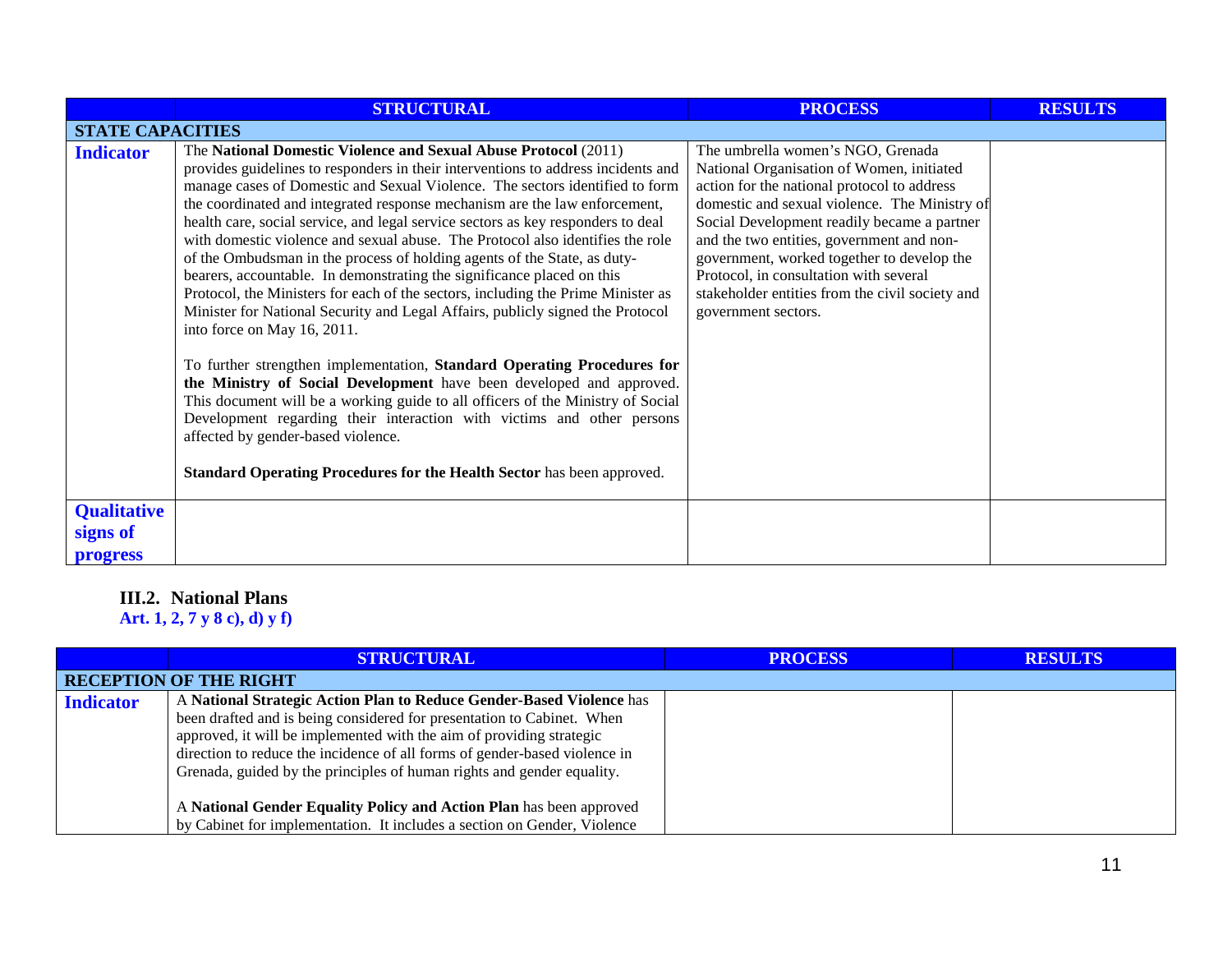| | STRUCTURAL | PROCESS | RESULTS |
|---|---|---|---|
| **STATE CAPACITIES** | | | |
| **Indicator** | The **National Domestic Violence and Sexual Abuse Protocol** (2011) provides guidelines to responders in their interventions to address incidents and manage cases of Domestic and Sexual Violence. The sectors identified to form the coordinated and integrated response mechanism are the law enforcement, health care, social service, and legal service sectors as key responders to deal with domestic violence and sexual abuse. The Protocol also identifies the role of the Ombudsman in the process of holding agents of the State, as duty-bearers, accountable. In demonstrating the significance placed on this Protocol, the Ministers for each of the sectors, including the Prime Minister as Minister for National Security and Legal Affairs, publicly signed the Protocol into force on May 16, 2011.<br><br>To further strengthen implementation, **Standard Operating Procedures for the Ministry of Social Development** have been developed and approved. This document will be a working guide to all officers of the Ministry of Social Development regarding their interaction with victims and other persons affected by gender-based violence.<br><br>**Standard Operating Procedures for the Health Sector** has been approved. | The umbrella women's NGO, Grenada National Organisation of Women, initiated action for the national protocol to address domestic and sexual violence. The Ministry of Social Development readily became a partner and the two entities, government and non-government, worked together to develop the Protocol, in consultation with several stakeholder entities from the civil society and government sectors. | |
| **Qualitative signs of progress** | | | |

### III.2. National Plans

**Art. 1, 2, 7 y 8 c), d) y f)**

| | STRUCTURAL | PROCESS | RESULTS |
|---|---|---|---|
| **RECEPTION OF THE RIGHT** | | | |
| **Indicator** | A **National Strategic Action Plan to Reduce Gender-Based Violence** has been drafted and is being considered for presentation to Cabinet. When approved, it will be implemented with the aim of providing strategic direction to reduce the incidence of all forms of gender-based violence in Grenada, guided by the principles of human rights and gender equality.<br><br>A **National Gender Equality Policy and Action Plan** has been approved by Cabinet for implementation. It includes a section on Gender, Violence | | |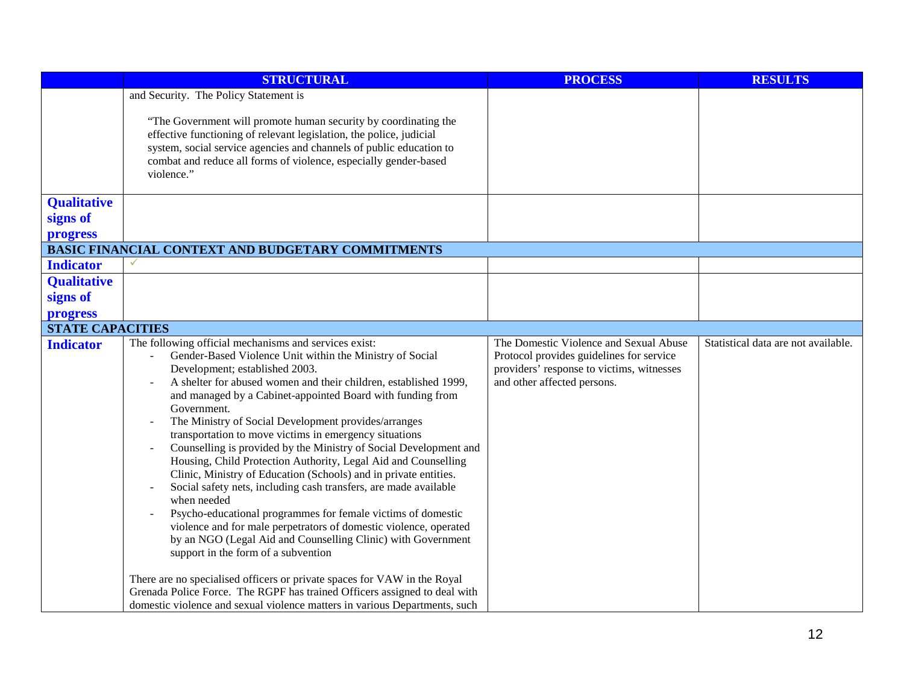| | STRUCTURAL | PROCESS | RESULTS |
|---|---|---|---|
| | and Security. The Policy Statement is<br><br>"The Government will promote human security by coordinating the effective functioning of relevant legislation, the police, judicial system, social service agencies and channels of public education to combat and reduce all forms of violence, especially gender-based violence." | | |
| **Qualitative signs of progress** | | | |
| **BASIC FINANCIAL CONTEXT AND BUDGETARY COMMITMENTS** | | | |
| **Indicator** | ✓ | | |
| **Qualitative signs of progress** | | | |
| **STATE CAPACITIES** | | | |
| **Indicator** | The following official mechanisms and services exist:<br>- Gender-Based Violence Unit within the Ministry of Social Development; established 2003.<br>- A shelter for abused women and their children, established 1999, and managed by a Cabinet-appointed Board with funding from Government.<br>- The Ministry of Social Development provides/arranges transportation to move victims in emergency situations<br>- Counselling is provided by the Ministry of Social Development and Housing, Child Protection Authority, Legal Aid and Counselling Clinic, Ministry of Education (Schools) and in private entities.<br>- Social safety nets, including cash transfers, are made available when needed<br>- Psycho-educational programmes for female victims of domestic violence and for male perpetrators of domestic violence, operated by an NGO (Legal Aid and Counselling Clinic) with Government support in the form of a subvention<br><br>There are no specialised officers or private spaces for VAW in the Royal Grenada Police Force. The RGPF has trained Officers assigned to deal with domestic violence and sexual violence matters in various Departments, such | The Domestic Violence and Sexual Abuse Protocol provides guidelines for service providers' response to victims, witnesses and other affected persons. | Statistical data are not available. |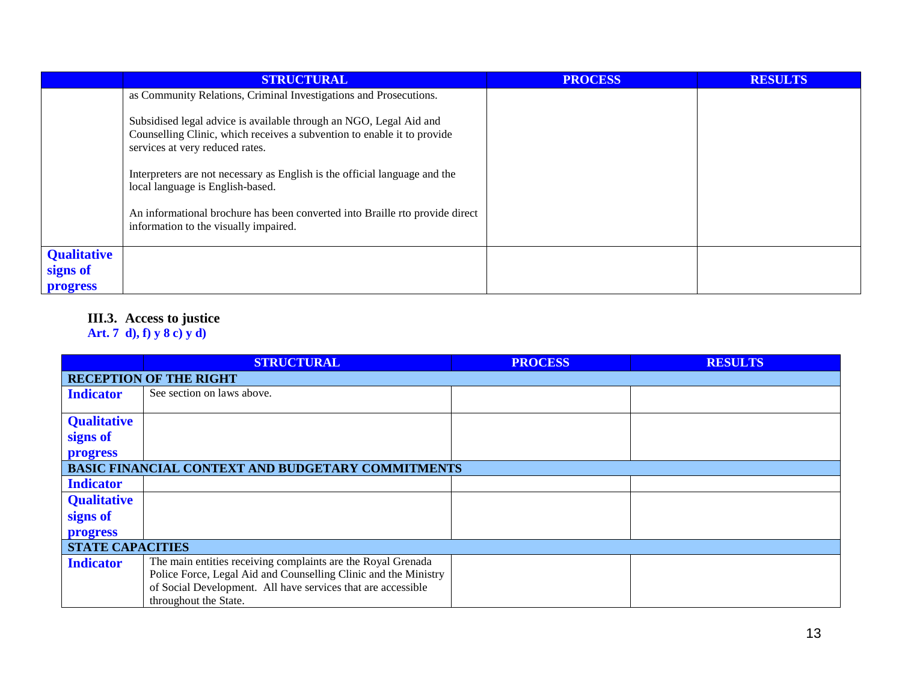| | STRUCTURAL | PROCESS | RESULTS |
|---|---|---|---|
| | as Community Relations, Criminal Investigations and Prosecutions.<br><br>Subsidised legal advice is available through an NGO, Legal Aid and Counselling Clinic, which receives a subvention to enable it to provide services at very reduced rates.<br><br>Interpreters are not necessary as English is the official language and the local language is English-based.<br><br>An informational brochure has been converted into Braille rto provide direct information to the visually impaired. | | |
| **Qualitative signs of progress** | | | |

### III.3. Access to justice

**Art. 7 d), f) y 8 c) y d)**

| | STRUCTURAL | PROCESS | RESULTS |
|---|---|---|---|
| **RECEPTION OF THE RIGHT** | | | |
| **Indicator** | See section on laws above. | | |
| **Qualitative signs of progress** | | | |
| **BASIC FINANCIAL CONTEXT AND BUDGETARY COMMITMENTS** | | | |
| **Indicator** | | | |
| **Qualitative signs of progress** | | | |
| **STATE CAPACITIES** | | | |
| **Indicator** | The main entities receiving complaints are the Royal Grenada Police Force, Legal Aid and Counselling Clinic and the Ministry of Social Development. All have services that are accessible throughout the State. | | |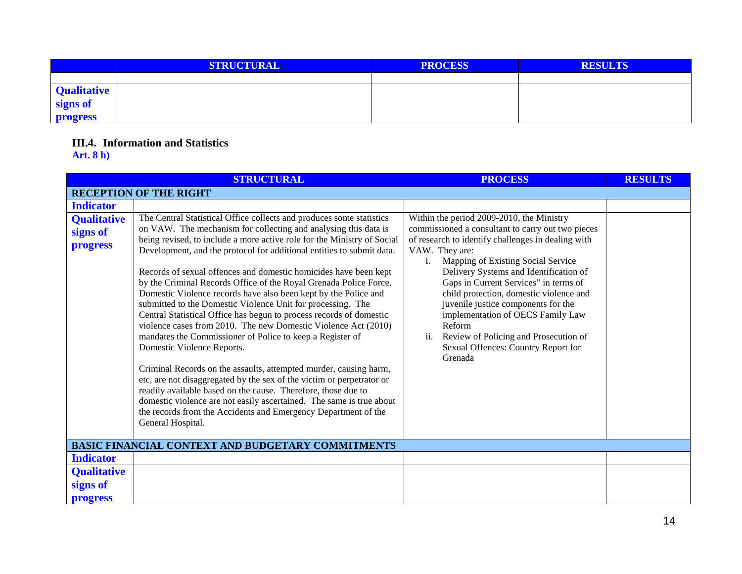| | STRUCTURAL | PROCESS | RESULTS |
|---|---|---|---|
| | | | |
| **Qualitative signs of progress** | | | |

### III.4. Information and Statistics

**Art. 8 h)**

| | STRUCTURAL | PROCESS | RESULTS |
|---|---|---|---|
| **RECEPTION OF THE RIGHT** | | | |
| **Indicator** | | | |
| **Qualitative signs of progress** | The Central Statistical Office collects and produces some statistics on VAW. The mechanism for collecting and analysing this data is being revised, to include a more active role for the Ministry of Social Development, and the protocol for additional entities to submit data.<br><br>Records of sexual offences and domestic homicides have been kept by the Criminal Records Office of the Royal Grenada Police Force. Domestic Violence records have also been kept by the Police and submitted to the Domestic Violence Unit for processing. The Central Statistical Office has begun to process records of domestic violence cases from 2010. The new Domestic Violence Act (2010) mandates the Commissioner of Police to keep a Register of Domestic Violence Reports.<br><br>Criminal Records on the assaults, attempted murder, causing harm, etc, are not disaggregated by the sex of the victim or perpetrator or readily available based on the cause. Therefore, those due to domestic violence are not easily ascertained. The same is true about the records from the Accidents and Emergency Department of the General Hospital. | Within the period 2009-2010, the Ministry commissioned a consultant to carry out two pieces of research to identify challenges in dealing with VAW. They are:<br>i. Mapping of Existing Social Service Delivery Systems and Identification of Gaps in Current Services" in terms of child protection, domestic violence and juvenile justice components for the implementation of OECS Family Law Reform<br>ii. Review of Policing and Prosecution of Sexual Offences: Country Report for Grenada | |
| **BASIC FINANCIAL CONTEXT AND BUDGETARY COMMITMENTS** | | | |
| **Indicator** | | | |
| **Qualitative signs of progress** | | | |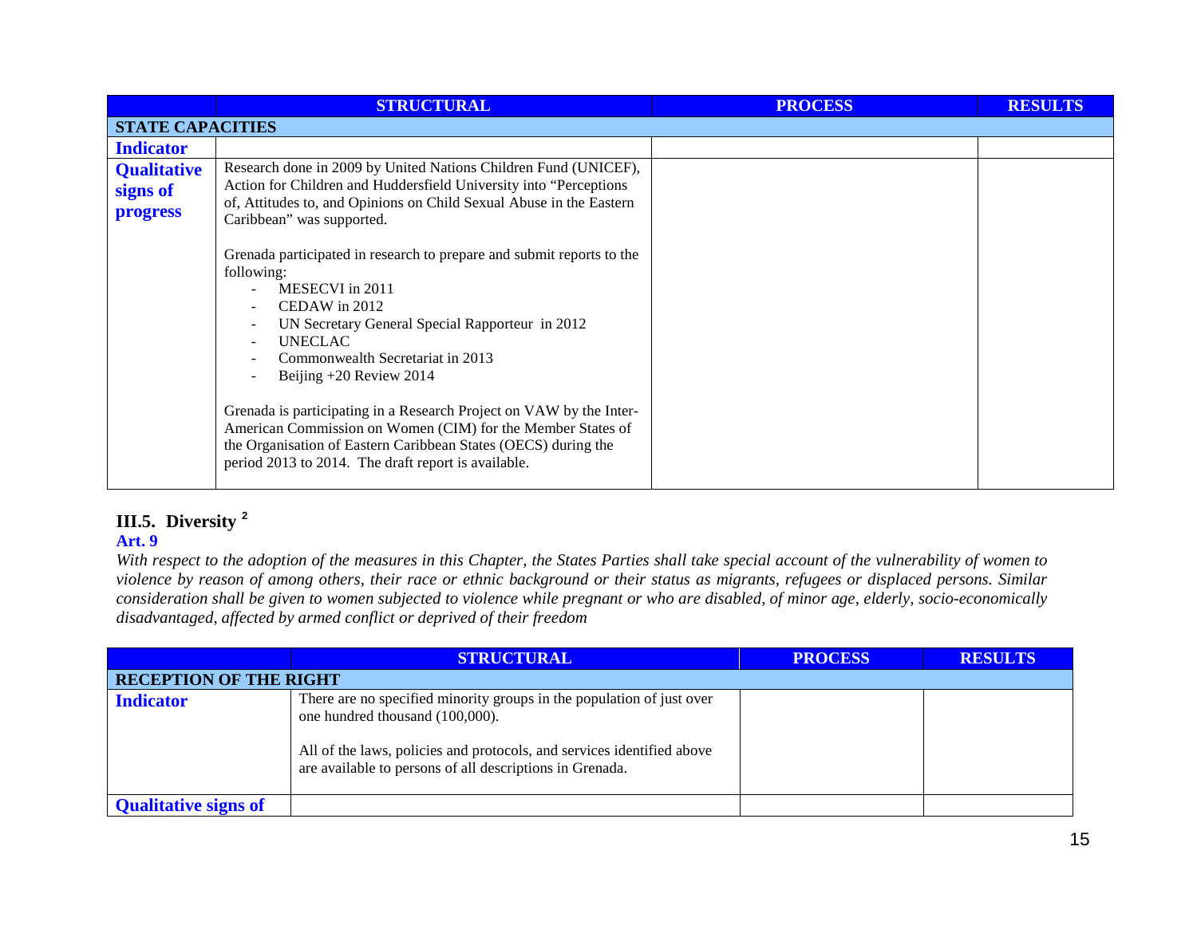| | STRUCTURAL | PROCESS | RESULTS |
|---|---|---|---|
| **STATE CAPACITIES** | | | |
| **Indicator** | | | |
| **Qualitative signs of progress** | Research done in 2009 by United Nations Children Fund (UNICEF), Action for Children and Huddersfield University into "Perceptions of, Attitudes to, and Opinions on Child Sexual Abuse in the Eastern Caribbean" was supported.<br><br>Grenada participated in research to prepare and submit reports to the following:<br>- MESECVI in 2011<br>- CEDAW in 2012<br>- UN Secretary General Special Rapporteur in 2012<br>- UNECLAC<br>- Commonwealth Secretariat in 2013<br>- Beijing +20 Review 2014<br><br>Grenada is participating in a Research Project on VAW by the Inter-American Commission on Women (CIM) for the Member States of the Organisation of Eastern Caribbean States (OECS) during the period 2013 to 2014. The draft report is available. | | |

## III.5. Diversity [2]

**Art. 9**

*With respect to the adoption of the measures in this Chapter, the States Parties shall take special account of the vulnerability of women to violence by reason of among others, their race or ethnic background or their status as migrants, refugees or displaced persons. Similar consideration shall be given to women subjected to violence while pregnant or who are disabled, of minor age, elderly, socio-economically disadvantaged, affected by armed conflict or deprived of their freedom*

| | STRUCTURAL | PROCESS | RESULTS |
|---|---|---|---|
| **RECEPTION OF THE RIGHT** | | | |
| **Indicator** | There are no specified minority groups in the population of just over one hundred thousand (100,000).<br><br>All of the laws, policies and protocols, and services identified above are available to persons of all descriptions in Grenada. | | |
| **Qualitative signs of** | | | |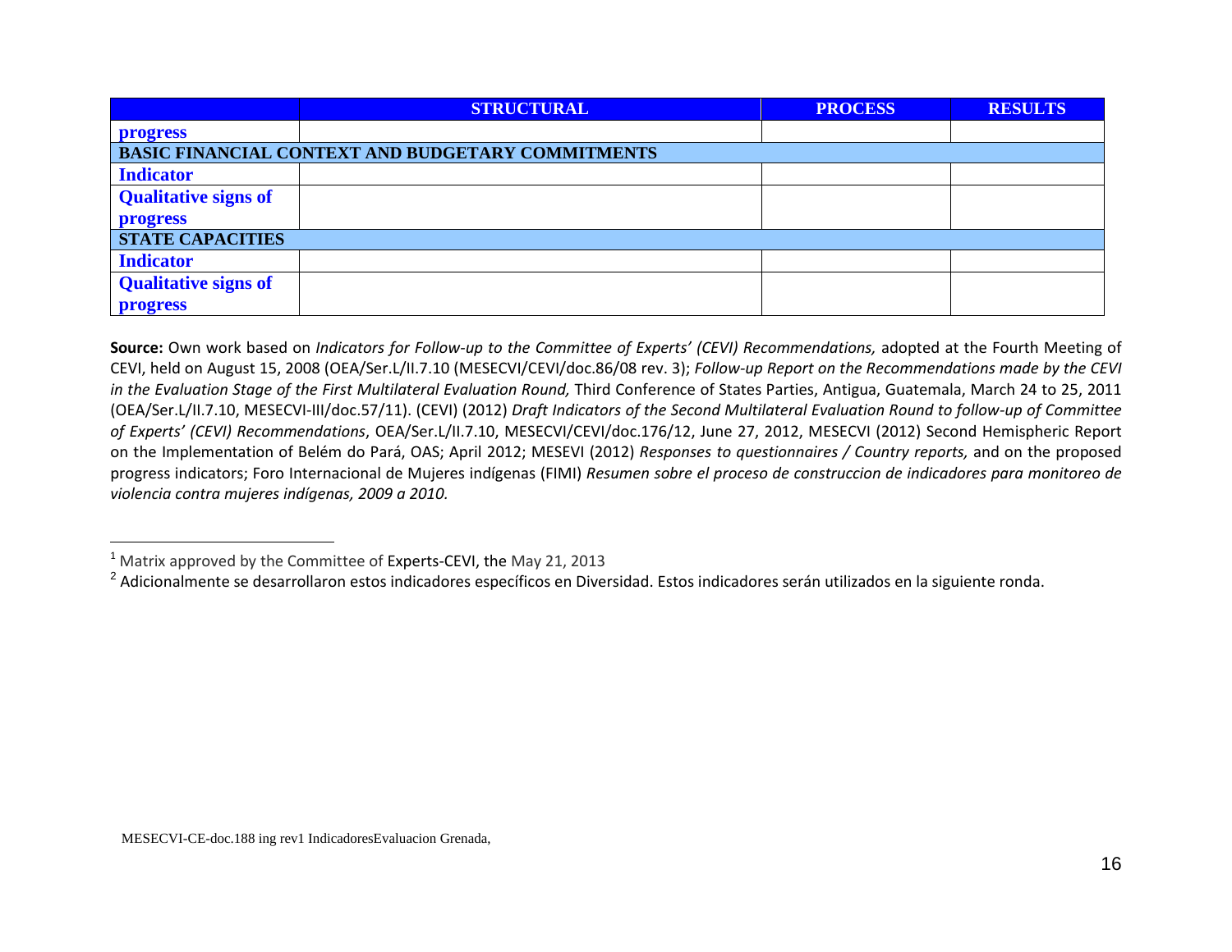| | STRUCTURAL | PROCESS | RESULTS |
|---|---|---|---|
| **progress** | | | |
| **BASIC FINANCIAL CONTEXT AND BUDGETARY COMMITMENTS** | | | |
| **Indicator** | | | |
| **Qualitative signs of progress** | | | |
| **STATE CAPACITIES** | | | |
| **Indicator** | | | |
| **Qualitative signs of progress** | | | |

**Source:** Own work based on *Indicators for Follow-up to the Committee of Experts' (CEVI) Recommendations,* adopted at the Fourth Meeting of CEVI, held on August 15, 2008 (OEA/Ser.L/II.7.10 (MESECVI/CEVI/doc.86/08 rev. 3); *Follow-up Report on the Recommendations made by the CEVI in the Evaluation Stage of the First Multilateral Evaluation Round,* Third Conference of States Parties, Antigua, Guatemala, March 24 to 25, 2011 (OEA/Ser.L/II.7.10, MESECVI-III/doc.57/11). (CEVI) (2012) *Draft Indicators of the Second Multilateral Evaluation Round to follow-up of Committee of Experts' (CEVI) Recommendations*, OEA/Ser.L/II.7.10, MESECVI/CEVI/doc.176/12, June 27, 2012, MESECVI (2012) Second Hemispheric Report on the Implementation of Belém do Pará, OAS; April 2012; MESEVI (2012) *Responses to questionnaires / Country reports,* and on the proposed progress indicators; Foro Internacional de Mujeres indígenas (FIMI) *Resumen sobre el proceso de construccion de indicadores para monitoreo de violencia contra mujeres indígenas, 2009 a 2010.*

[1] Matrix approved by the Committee of Experts-CEVI, the May 21, 2013

[2] Adicionalmente se desarrollaron estos indicadores específicos en Diversidad. Estos indicadores serán utilizados en la siguiente ronda.

MESECVI-CE-doc.188 ing rev1 IndicadoresEvaluacion Grenada,